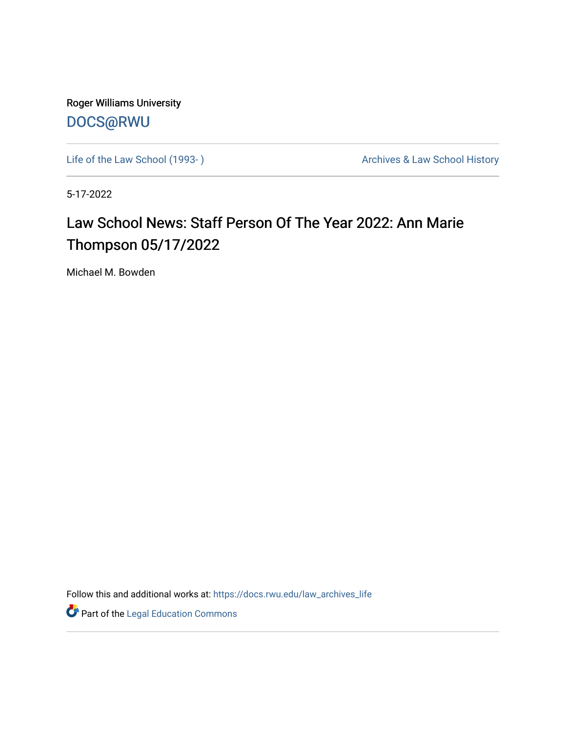Roger Williams University

DOCS@RWU

Life of the Law School (1993- )

Archives & Law School History

5-17-2022

# Law School News: Staff Person Of The Year 2022: Ann Marie Thompson 05/17/2022

Michael M. Bowden

Follow this and additional works at: https://docs.rwu.edu/law_archives_life

Part of the Legal Education Commons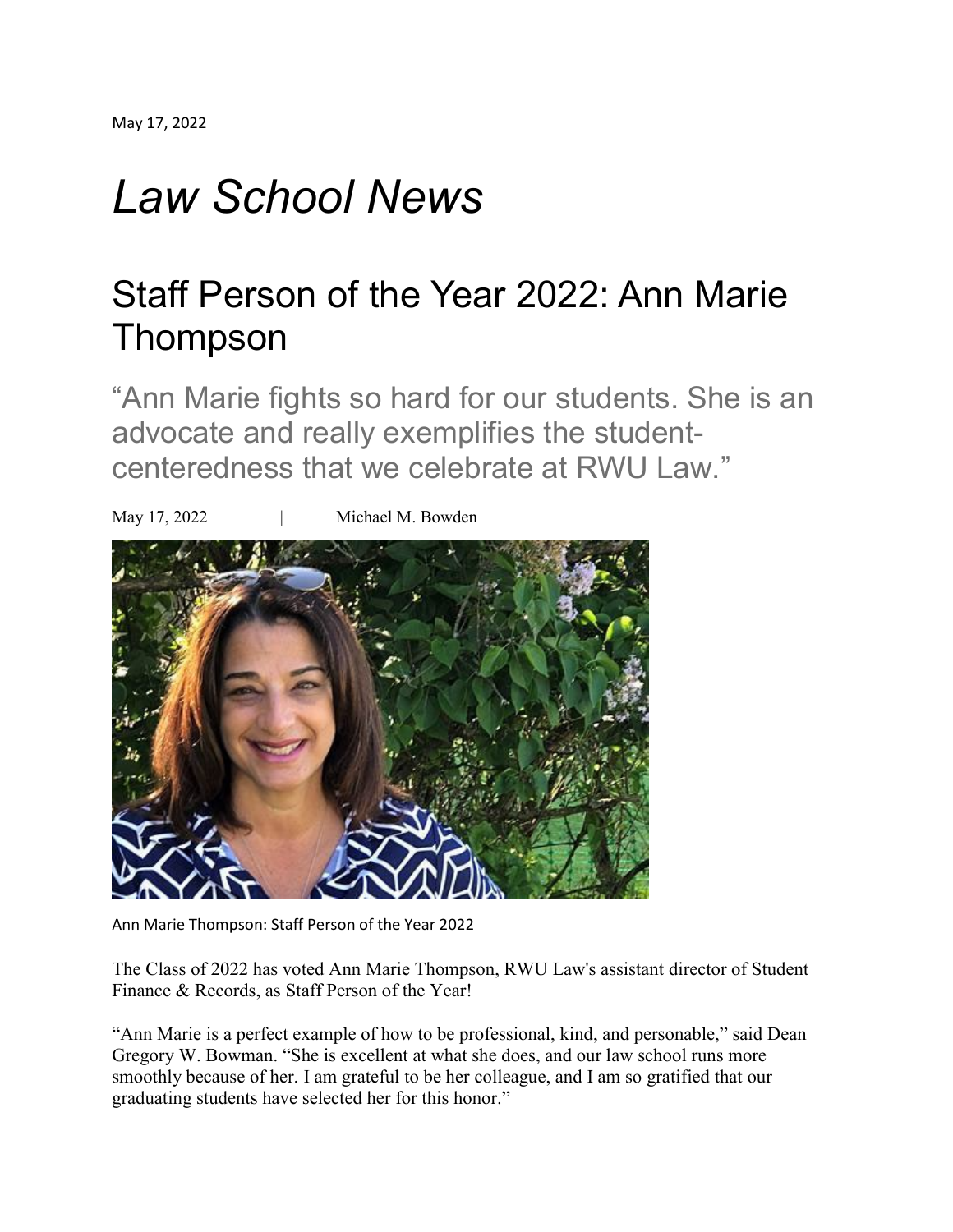May 17, 2022

# *Law School News*

## Staff Person of the Year 2022: Ann Marie Thompson

### "Ann Marie fights so hard for our students. She is an advocate and really exemplifies the student-centeredness that we celebrate at RWU Law."

May 17, 2022 | Michael M. Bowden

Ann Marie Thompson: Staff Person of the Year 2022

The Class of 2022 has voted Ann Marie Thompson, RWU Law's assistant director of Student Finance & Records, as Staff Person of the Year!

"Ann Marie is a perfect example of how to be professional, kind, and personable," said Dean Gregory W. Bowman. "She is excellent at what she does, and our law school runs more smoothly because of her. I am grateful to be her colleague, and I am so gratified that our graduating students have selected her for this honor."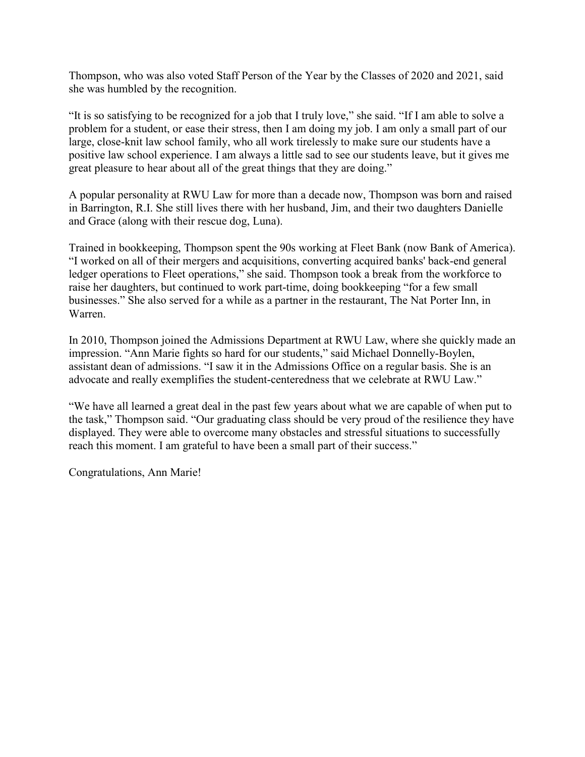Thompson, who was also voted Staff Person of the Year by the Classes of 2020 and 2021, said she was humbled by the recognition.

"It is so satisfying to be recognized for a job that I truly love," she said. "If I am able to solve a problem for a student, or ease their stress, then I am doing my job. I am only a small part of our large, close-knit law school family, who all work tirelessly to make sure our students have a positive law school experience. I am always a little sad to see our students leave, but it gives me great pleasure to hear about all of the great things that they are doing."

A popular personality at RWU Law for more than a decade now, Thompson was born and raised in Barrington, R.I. She still lives there with her husband, Jim, and their two daughters Danielle and Grace (along with their rescue dog, Luna).

Trained in bookkeeping, Thompson spent the 90s working at Fleet Bank (now Bank of America). "I worked on all of their mergers and acquisitions, converting acquired banks' back-end general ledger operations to Fleet operations," she said. Thompson took a break from the workforce to raise her daughters, but continued to work part-time, doing bookkeeping "for a few small businesses." She also served for a while as a partner in the restaurant, The Nat Porter Inn, in Warren.

In 2010, Thompson joined the Admissions Department at RWU Law, where she quickly made an impression. "Ann Marie fights so hard for our students," said Michael Donnelly-Boylen, assistant dean of admissions. "I saw it in the Admissions Office on a regular basis. She is an advocate and really exemplifies the student-centeredness that we celebrate at RWU Law."

"We have all learned a great deal in the past few years about what we are capable of when put to the task," Thompson said. "Our graduating class should be very proud of the resilience they have displayed. They were able to overcome many obstacles and stressful situations to successfully reach this moment. I am grateful to have been a small part of their success."

Congratulations, Ann Marie!